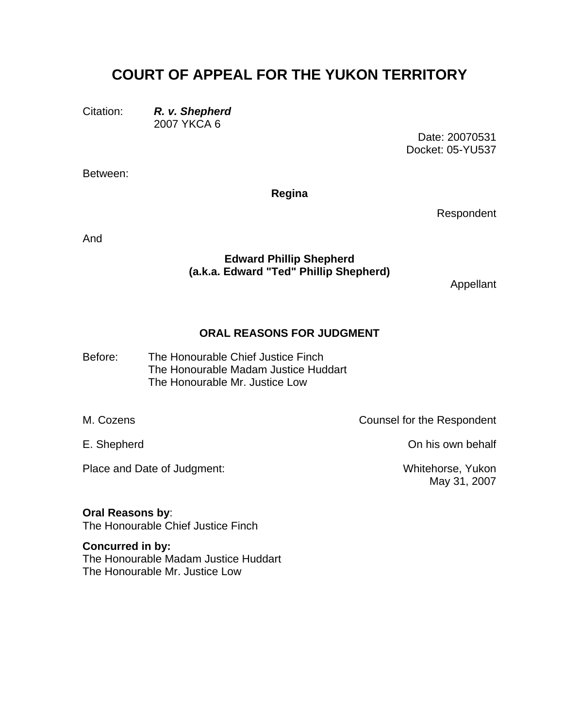# COURT OF APPEAL FOR THE YUKON TERRITORY

Citation: ***R. v. Shepherd***
2007 YKCA 6

Date: 20070531
Docket: 05-YU537

Between:

**Regina**

Respondent

And

**Edward Phillip Shepherd**
**(a.k.a. Edward "Ted" Phillip Shepherd)**

Appellant

## ORAL REASONS FOR JUDGMENT

Before: The Honourable Chief Justice Finch
The Honourable Madam Justice Huddart
The Honourable Mr. Justice Low

M. Cozens — Counsel for the Respondent

E. Shepherd — On his own behalf

Place and Date of Judgment: Whitehorse, Yukon
May 31, 2007

**Oral Reasons by**:
The Honourable Chief Justice Finch

**Concurred in by:**
The Honourable Madam Justice Huddart
The Honourable Mr. Justice Low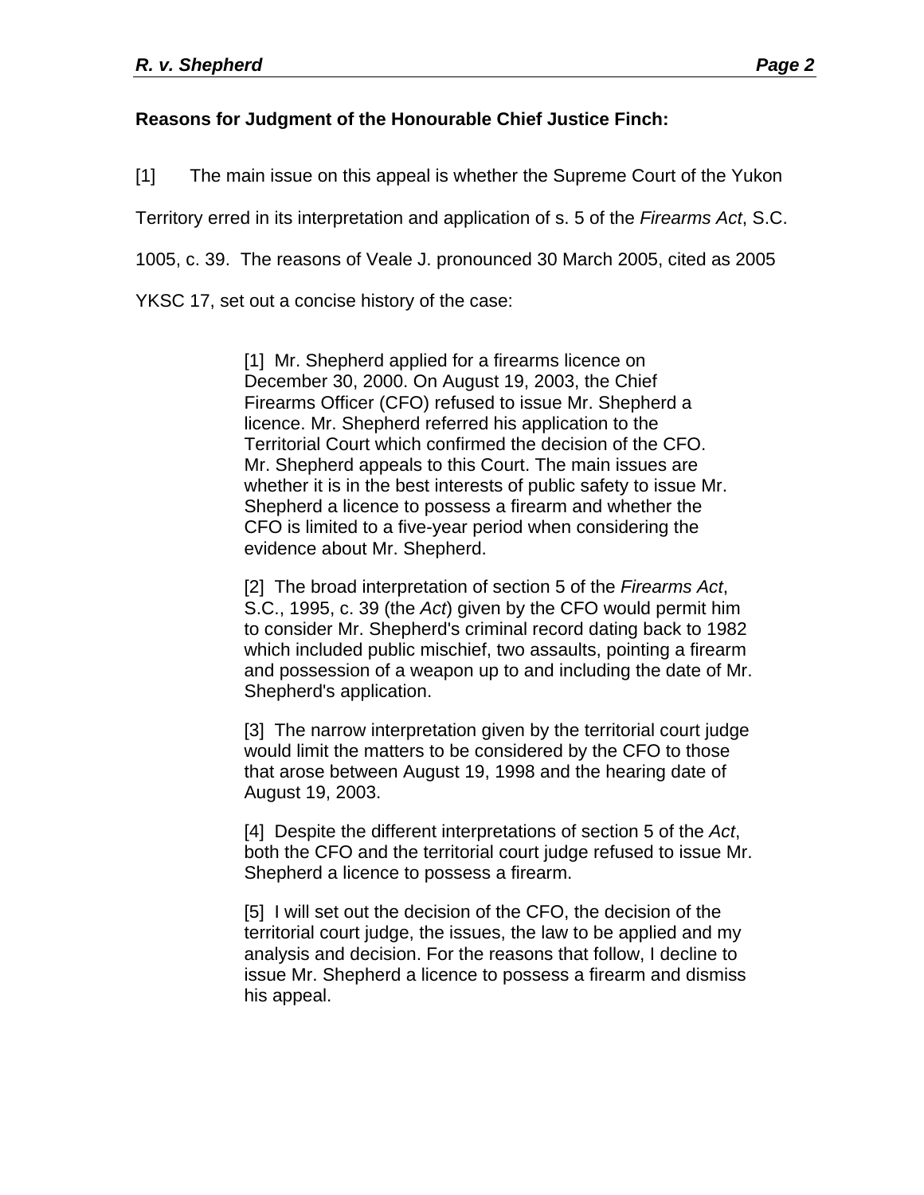**Reasons for Judgment of the Honourable Chief Justice Finch:**

[1] The main issue on this appeal is whether the Supreme Court of the Yukon Territory erred in its interpretation and application of s. 5 of the *Firearms Act*, S.C. 1005, c. 39. The reasons of Veale J. pronounced 30 March 2005, cited as 2005 YKSC 17, set out a concise history of the case:

> [1] Mr. Shepherd applied for a firearms licence on December 30, 2000. On August 19, 2003, the Chief Firearms Officer (CFO) refused to issue Mr. Shepherd a licence. Mr. Shepherd referred his application to the Territorial Court which confirmed the decision of the CFO. Mr. Shepherd appeals to this Court. The main issues are whether it is in the best interests of public safety to issue Mr. Shepherd a licence to possess a firearm and whether the CFO is limited to a five-year period when considering the evidence about Mr. Shepherd.
>
> [2] The broad interpretation of section 5 of the *Firearms Act*, S.C., 1995, c. 39 (the *Act*) given by the CFO would permit him to consider Mr. Shepherd's criminal record dating back to 1982 which included public mischief, two assaults, pointing a firearm and possession of a weapon up to and including the date of Mr. Shepherd's application.
>
> [3] The narrow interpretation given by the territorial court judge would limit the matters to be considered by the CFO to those that arose between August 19, 1998 and the hearing date of August 19, 2003.
>
> [4] Despite the different interpretations of section 5 of the *Act*, both the CFO and the territorial court judge refused to issue Mr. Shepherd a licence to possess a firearm.
>
> [5] I will set out the decision of the CFO, the decision of the territorial court judge, the issues, the law to be applied and my analysis and decision. For the reasons that follow, I decline to issue Mr. Shepherd a licence to possess a firearm and dismiss his appeal.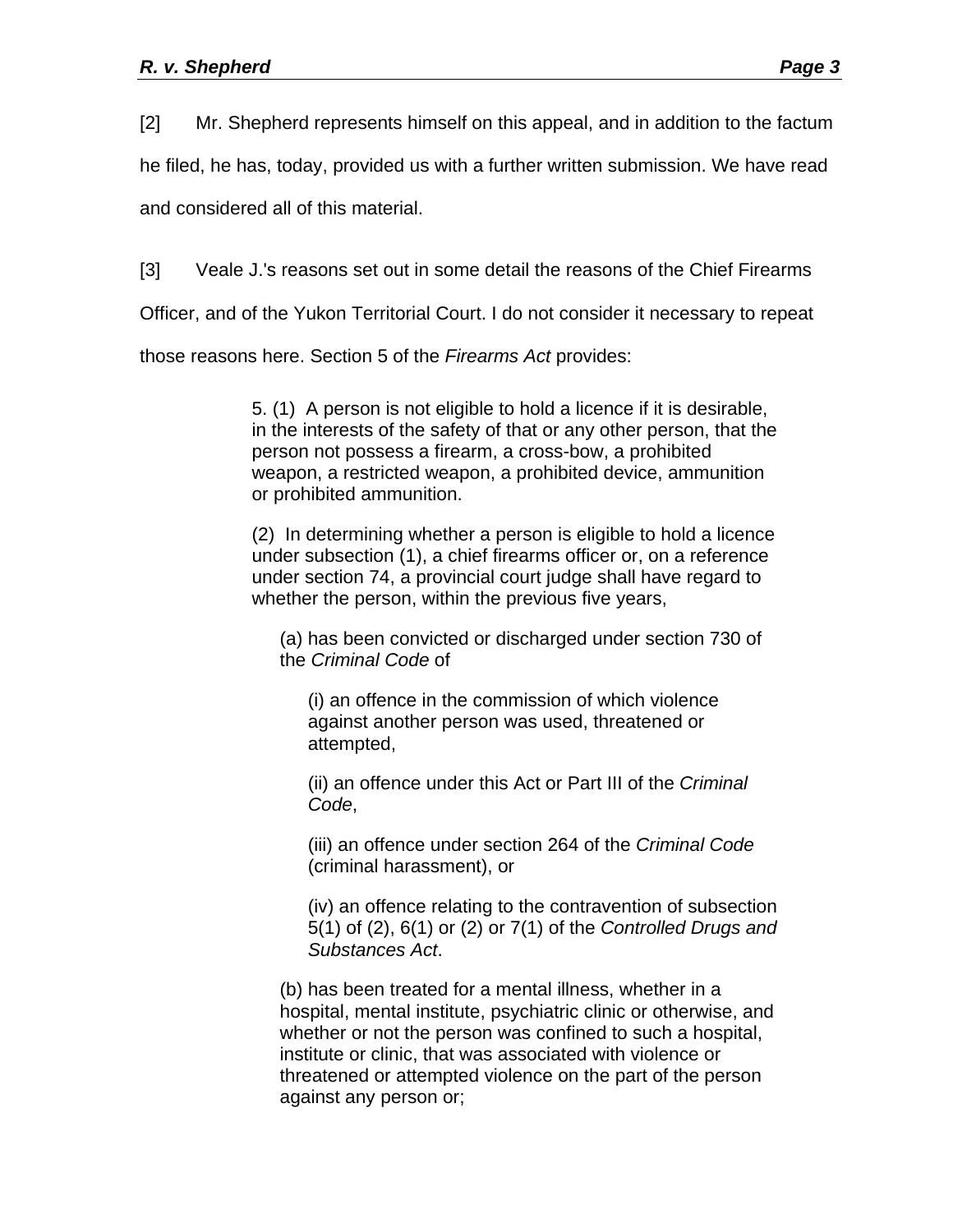[2] Mr. Shepherd represents himself on this appeal, and in addition to the factum he filed, he has, today, provided us with a further written submission. We have read and considered all of this material.

[3] Veale J.'s reasons set out in some detail the reasons of the Chief Firearms Officer, and of the Yukon Territorial Court. I do not consider it necessary to repeat those reasons here. Section 5 of the *Firearms Act* provides:

> 5. (1) A person is not eligible to hold a licence if it is desirable, in the interests of the safety of that or any other person, that the person not possess a firearm, a cross-bow, a prohibited weapon, a restricted weapon, a prohibited device, ammunition or prohibited ammunition.
>
> (2) In determining whether a person is eligible to hold a licence under subsection (1), a chief firearms officer or, on a reference under section 74, a provincial court judge shall have regard to whether the person, within the previous five years,
>
> > (a) has been convicted or discharged under section 730 of the *Criminal Code* of
> >
> > > (i) an offence in the commission of which violence against another person was used, threatened or attempted,
> > >
> > > (ii) an offence under this Act or Part III of the *Criminal Code*,
> > >
> > > (iii) an offence under section 264 of the *Criminal Code* (criminal harassment), or
> > >
> > > (iv) an offence relating to the contravention of subsection 5(1) of (2), 6(1) or (2) or 7(1) of the *Controlled Drugs and Substances Act*.
> >
> > (b) has been treated for a mental illness, whether in a hospital, mental institute, psychiatric clinic or otherwise, and whether or not the person was confined to such a hospital, institute or clinic, that was associated with violence or threatened or attempted violence on the part of the person against any person or;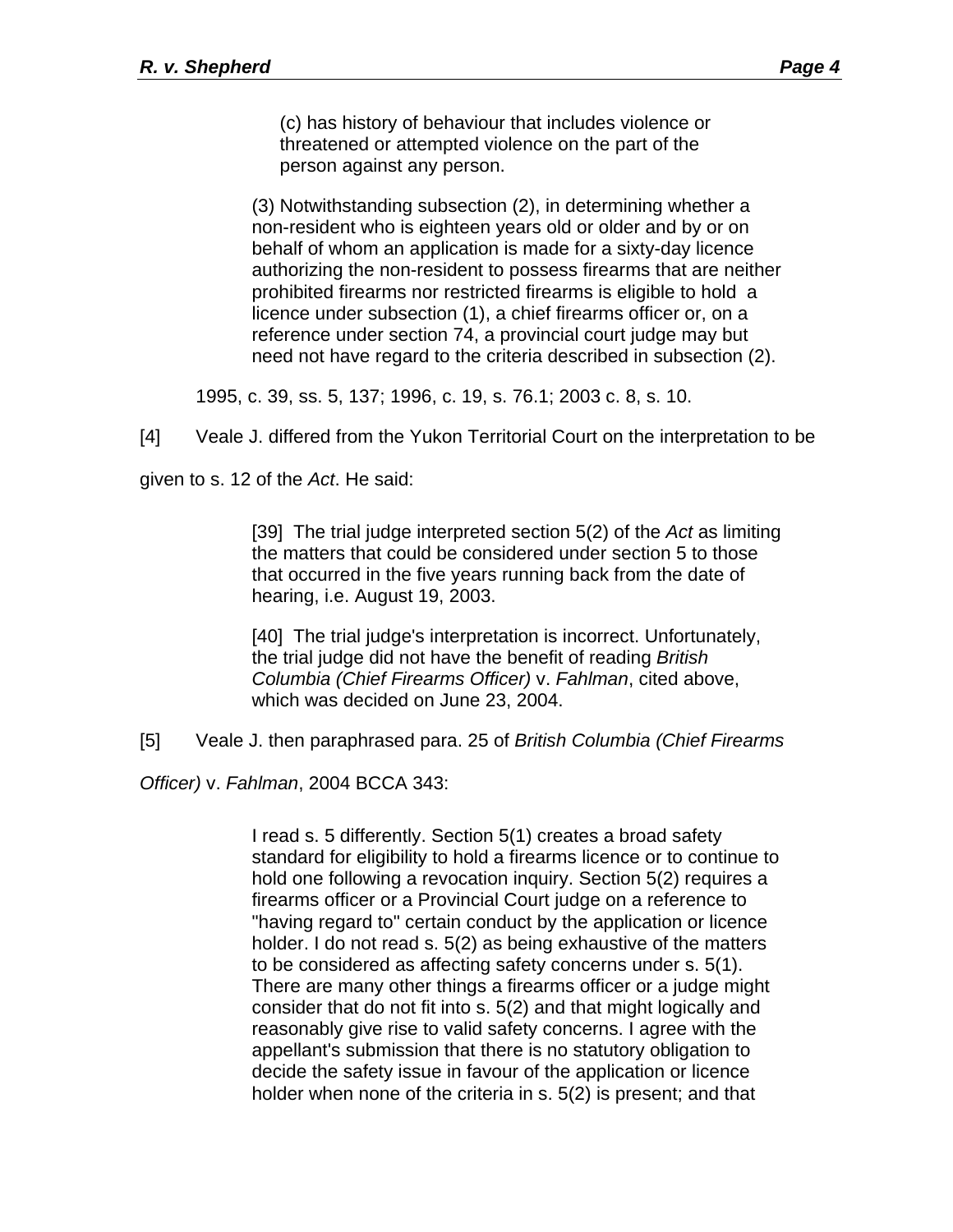> (c) has history of behaviour that includes violence or threatened or attempted violence on the part of the person against any person.
>
> (3) Notwithstanding subsection (2), in determining whether a non-resident who is eighteen years old or older and by or on behalf of whom an application is made for a sixty-day licence authorizing the non-resident to possess firearms that are neither prohibited firearms nor restricted firearms is eligible to hold a licence under subsection (1), a chief firearms officer or, on a reference under section 74, a provincial court judge may but need not have regard to the criteria described in subsection (2).

1995, c. 39, ss. 5, 137; 1996, c. 19, s. 76.1; 2003 c. 8, s. 10.

[4] Veale J. differed from the Yukon Territorial Court on the interpretation to be given to s. 12 of the *Act*. He said:

> [39] The trial judge interpreted section 5(2) of the *Act* as limiting the matters that could be considered under section 5 to those that occurred in the five years running back from the date of hearing, i.e. August 19, 2003.
>
> [40] The trial judge's interpretation is incorrect. Unfortunately, the trial judge did not have the benefit of reading *British Columbia (Chief Firearms Officer)* v. *Fahlman*, cited above, which was decided on June 23, 2004.

[5] Veale J. then paraphrased para. 25 of *British Columbia (Chief Firearms Officer)* v. *Fahlman*, 2004 BCCA 343:

> I read s. 5 differently. Section 5(1) creates a broad safety standard for eligibility to hold a firearms licence or to continue to hold one following a revocation inquiry. Section 5(2) requires a firearms officer or a Provincial Court judge on a reference to "having regard to" certain conduct by the application or licence holder. I do not read s. 5(2) as being exhaustive of the matters to be considered as affecting safety concerns under s. 5(1). There are many other things a firearms officer or a judge might consider that do not fit into s. 5(2) and that might logically and reasonably give rise to valid safety concerns. I agree with the appellant's submission that there is no statutory obligation to decide the safety issue in favour of the application or licence holder when none of the criteria in s. 5(2) is present; and that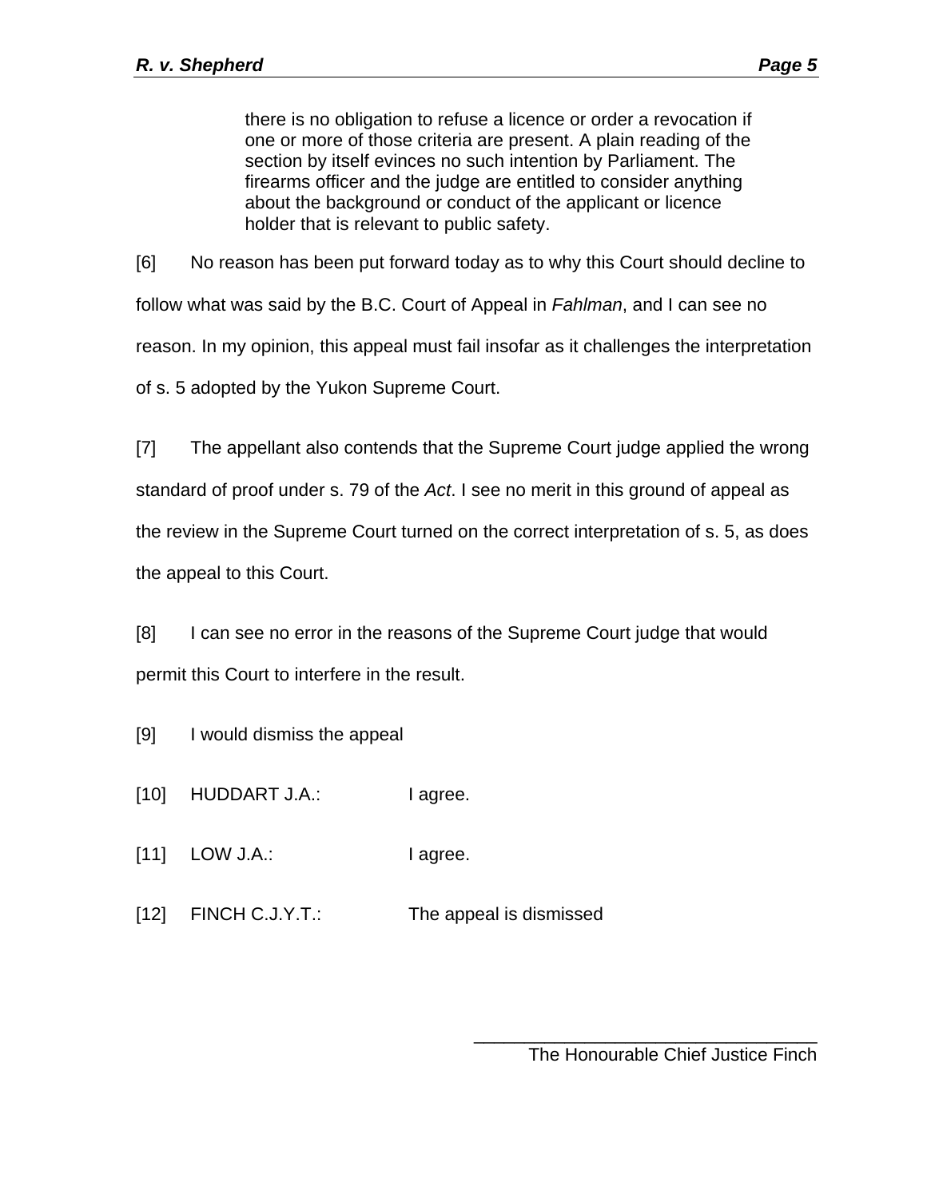> there is no obligation to refuse a licence or order a revocation if one or more of those criteria are present. A plain reading of the section by itself evinces no such intention by Parliament. The firearms officer and the judge are entitled to consider anything about the background or conduct of the applicant or licence holder that is relevant to public safety.

[6] No reason has been put forward today as to why this Court should decline to follow what was said by the B.C. Court of Appeal in *Fahlman*, and I can see no reason. In my opinion, this appeal must fail insofar as it challenges the interpretation of s. 5 adopted by the Yukon Supreme Court.

[7] The appellant also contends that the Supreme Court judge applied the wrong standard of proof under s. 79 of the *Act*. I see no merit in this ground of appeal as the review in the Supreme Court turned on the correct interpretation of s. 5, as does the appeal to this Court.

[8] I can see no error in the reasons of the Supreme Court judge that would permit this Court to interfere in the result.

[9] I would dismiss the appeal

[10] HUDDART J.A.: I agree.

[11] LOW J.A.: I agree.

[12] FINCH C.J.Y.T.: The appeal is dismissed

\_\_\_\_\_\_\_\_\_\_\_\_\_\_\_\_\_\_\_\_\_\_\_\_\_\_\_\_\_\_\_\_\_\_\_

The Honourable Chief Justice Finch